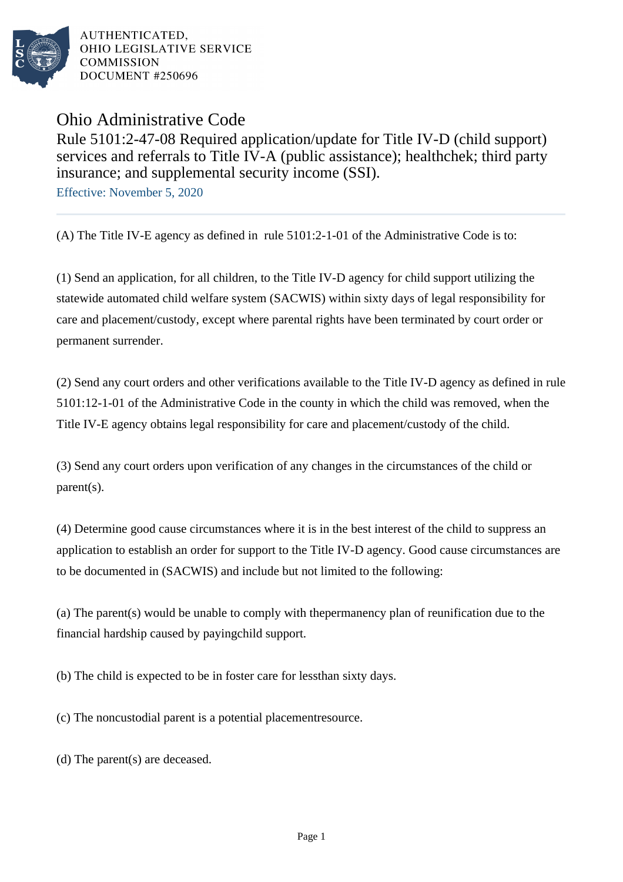AUTHENTICATED,
OHIO LEGISLATIVE SERVICE
COMMISSION
DOCUMENT #250696

# Ohio Administrative Code

## Rule 5101:2-47-08 Required application/update for Title IV-D (child support) services and referrals to Title IV-A (public assistance); healthchek; third party insurance; and supplemental security income (SSI).

Effective: November 5, 2020

(A) The Title IV-E agency as defined in rule 5101:2-1-01 of the Administrative Code is to:

(1) Send an application, for all children, to the Title IV-D agency for child support utilizing the statewide automated child welfare system (SACWIS) within sixty days of legal responsibility for care and placement/custody, except where parental rights have been terminated by court order or permanent surrender.

(2) Send any court orders and other verifications available to the Title IV-D agency as defined in rule 5101:12-1-01 of the Administrative Code in the county in which the child was removed, when the Title IV-E agency obtains legal responsibility for care and placement/custody of the child.

(3) Send any court orders upon verification of any changes in the circumstances of the child or parent(s).

(4) Determine good cause circumstances where it is in the best interest of the child to suppress an application to establish an order for support to the Title IV-D agency. Good cause circumstances are to be documented in (SACWIS) and include but not limited to the following:

(a) The parent(s) would be unable to comply with thepermanency plan of reunification due to the financial hardship caused by payingchild support.

(b) The child is expected to be in foster care for lessthan sixty days.

(c) The noncustodial parent is a potential placementresource.

(d) The parent(s) are deceased.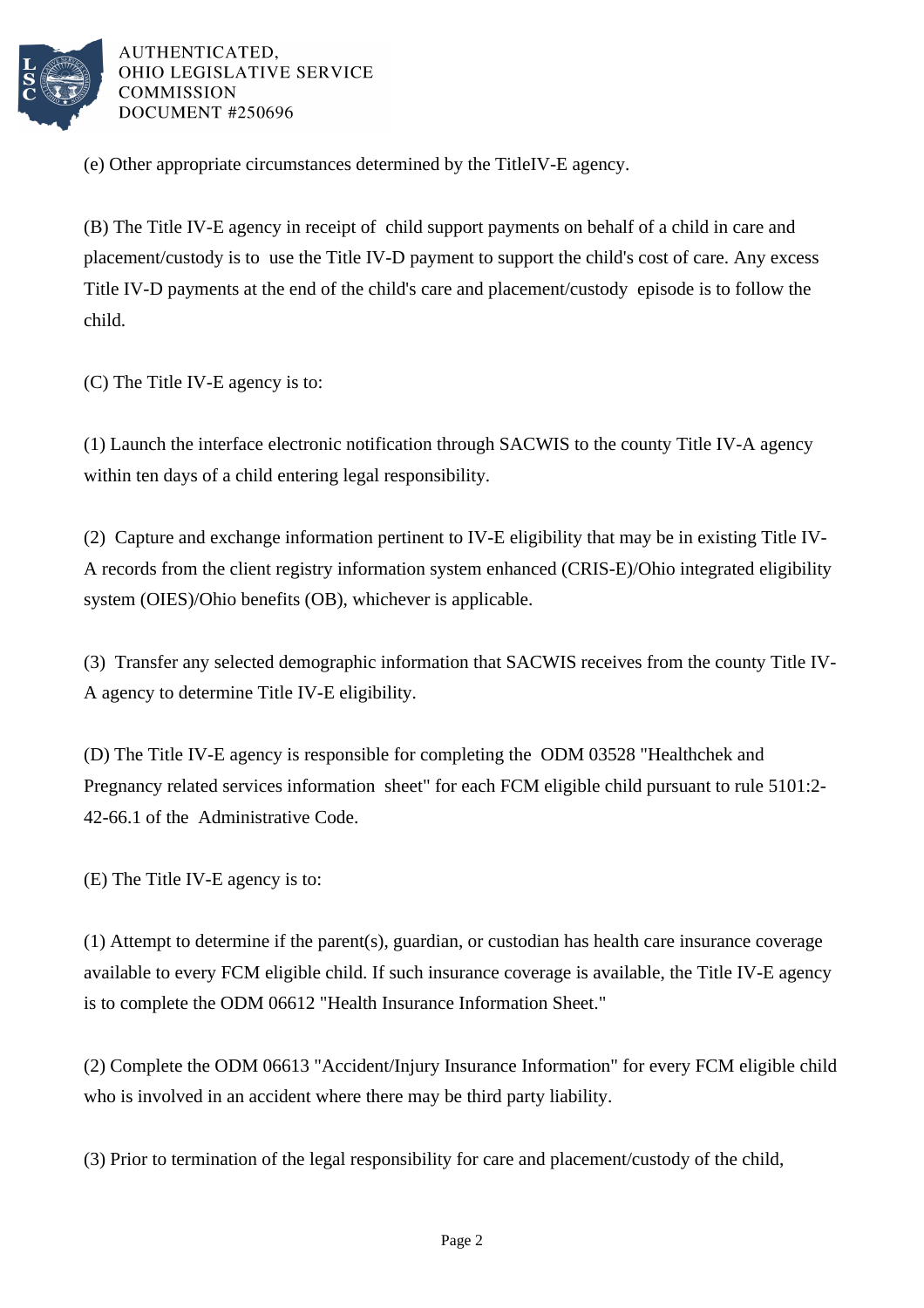(e) Other appropriate circumstances determined by the TitleIV-E agency.

(B) The Title IV-E agency in receipt of child support payments on behalf of a child in care and placement/custody is to use the Title IV-D payment to support the child's cost of care. Any excess Title IV-D payments at the end of the child's care and placement/custody episode is to follow the child.

(C) The Title IV-E agency is to:

(1) Launch the interface electronic notification through SACWIS to the county Title IV-A agency within ten days of a child entering legal responsibility.

(2) Capture and exchange information pertinent to IV-E eligibility that may be in existing Title IV-A records from the client registry information system enhanced (CRIS-E)/Ohio integrated eligibility system (OIES)/Ohio benefits (OB), whichever is applicable.

(3) Transfer any selected demographic information that SACWIS receives from the county Title IV-A agency to determine Title IV-E eligibility.

(D) The Title IV-E agency is responsible for completing the ODM 03528 "Healthchek and Pregnancy related services information sheet" for each FCM eligible child pursuant to rule 5101:2-42-66.1 of the Administrative Code.

(E) The Title IV-E agency is to:

(1) Attempt to determine if the parent(s), guardian, or custodian has health care insurance coverage available to every FCM eligible child. If such insurance coverage is available, the Title IV-E agency is to complete the ODM 06612 "Health Insurance Information Sheet."

(2) Complete the ODM 06613 "Accident/Injury Insurance Information" for every FCM eligible child who is involved in an accident where there may be third party liability.

(3) Prior to termination of the legal responsibility for care and placement/custody of the child,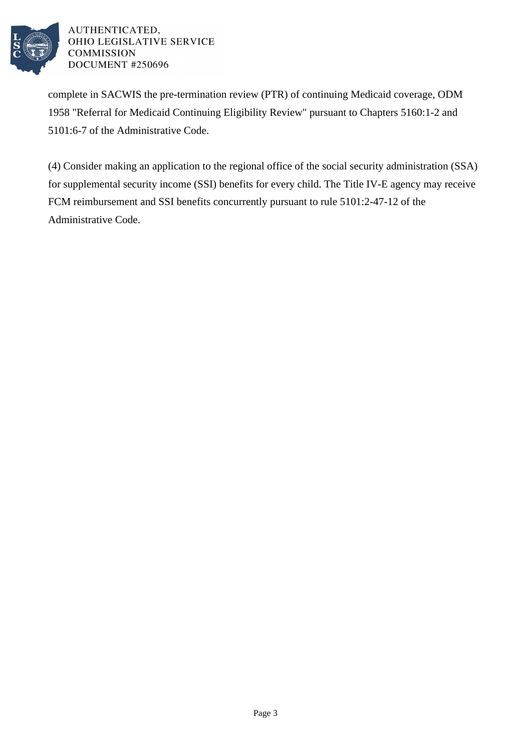complete in SACWIS the pre-termination review (PTR) of continuing Medicaid coverage, ODM 1958 "Referral for Medicaid Continuing Eligibility Review" pursuant to Chapters 5160:1-2 and 5101:6-7 of the Administrative Code.

(4) Consider making an application to the regional office of the social security administration (SSA) for supplemental security income (SSI) benefits for every child. The Title IV-E agency may receive FCM reimbursement and SSI benefits concurrently pursuant to rule 5101:2-47-12 of the Administrative Code.